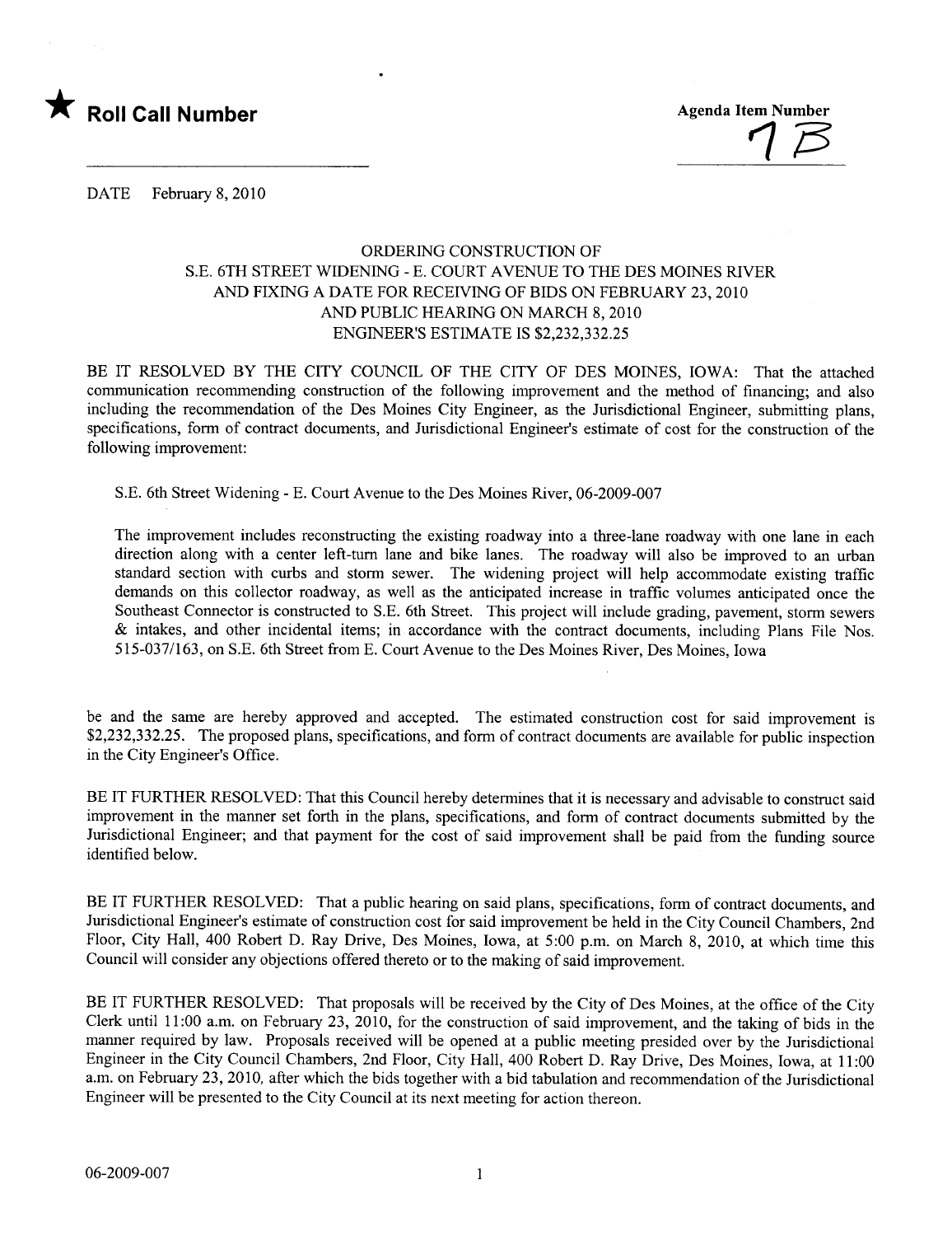★ **Roll Call Number**

Agenda Item Number
7B

DATE February 8, 2010

ORDERING CONSTRUCTION OF
S.E. 6TH STREET WIDENING - E. COURT AVENUE TO THE DES MOINES RIVER
AND FIXING A DATE FOR RECEIVING OF BIDS ON FEBRUARY 23, 2010
AND PUBLIC HEARING ON MARCH 8, 2010
ENGINEER'S ESTIMATE IS $2,232,332.25

BE IT RESOLVED BY THE CITY COUNCIL OF THE CITY OF DES MOINES, IOWA: That the attached communication recommending construction of the following improvement and the method of financing; and also including the recommendation of the Des Moines City Engineer, as the Jurisdictional Engineer, submitting plans, specifications, form of contract documents, and Jurisdictional Engineer's estimate of cost for the construction of the following improvement:

S.E. 6th Street Widening - E. Court Avenue to the Des Moines River, 06-2009-007

The improvement includes reconstructing the existing roadway into a three-lane roadway with one lane in each direction along with a center left-turn lane and bike lanes. The roadway will also be improved to an urban standard section with curbs and storm sewer. The widening project will help accommodate existing traffic demands on this collector roadway, as well as the anticipated increase in traffic volumes anticipated once the Southeast Connector is constructed to S.E. 6th Street. This project will include grading, pavement, storm sewers & intakes, and other incidental items; in accordance with the contract documents, including Plans File Nos. 515-037/163, on S.E. 6th Street from E. Court Avenue to the Des Moines River, Des Moines, Iowa

be and the same are hereby approved and accepted. The estimated construction cost for said improvement is $2,232,332.25. The proposed plans, specifications, and form of contract documents are available for public inspection in the City Engineer's Office.

BE IT FURTHER RESOLVED: That this Council hereby determines that it is necessary and advisable to construct said improvement in the manner set forth in the plans, specifications, and form of contract documents submitted by the Jurisdictional Engineer; and that payment for the cost of said improvement shall be paid from the funding source identified below.

BE IT FURTHER RESOLVED: That a public hearing on said plans, specifications, form of contract documents, and Jurisdictional Engineer's estimate of construction cost for said improvement be held in the City Council Chambers, 2nd Floor, City Hall, 400 Robert D. Ray Drive, Des Moines, Iowa, at 5:00 p.m. on March 8, 2010, at which time this Council will consider any objections offered thereto or to the making of said improvement.

BE IT FURTHER RESOLVED: That proposals will be received by the City of Des Moines, at the office of the City Clerk until 11:00 a.m. on February 23, 2010, for the construction of said improvement, and the taking of bids in the manner required by law. Proposals received will be opened at a public meeting presided over by the Jurisdictional Engineer in the City Council Chambers, 2nd Floor, City Hall, 400 Robert D. Ray Drive, Des Moines, Iowa, at 11:00 a.m. on February 23, 2010, after which the bids together with a bid tabulation and recommendation of the Jurisdictional Engineer will be presented to the City Council at its next meeting for action thereon.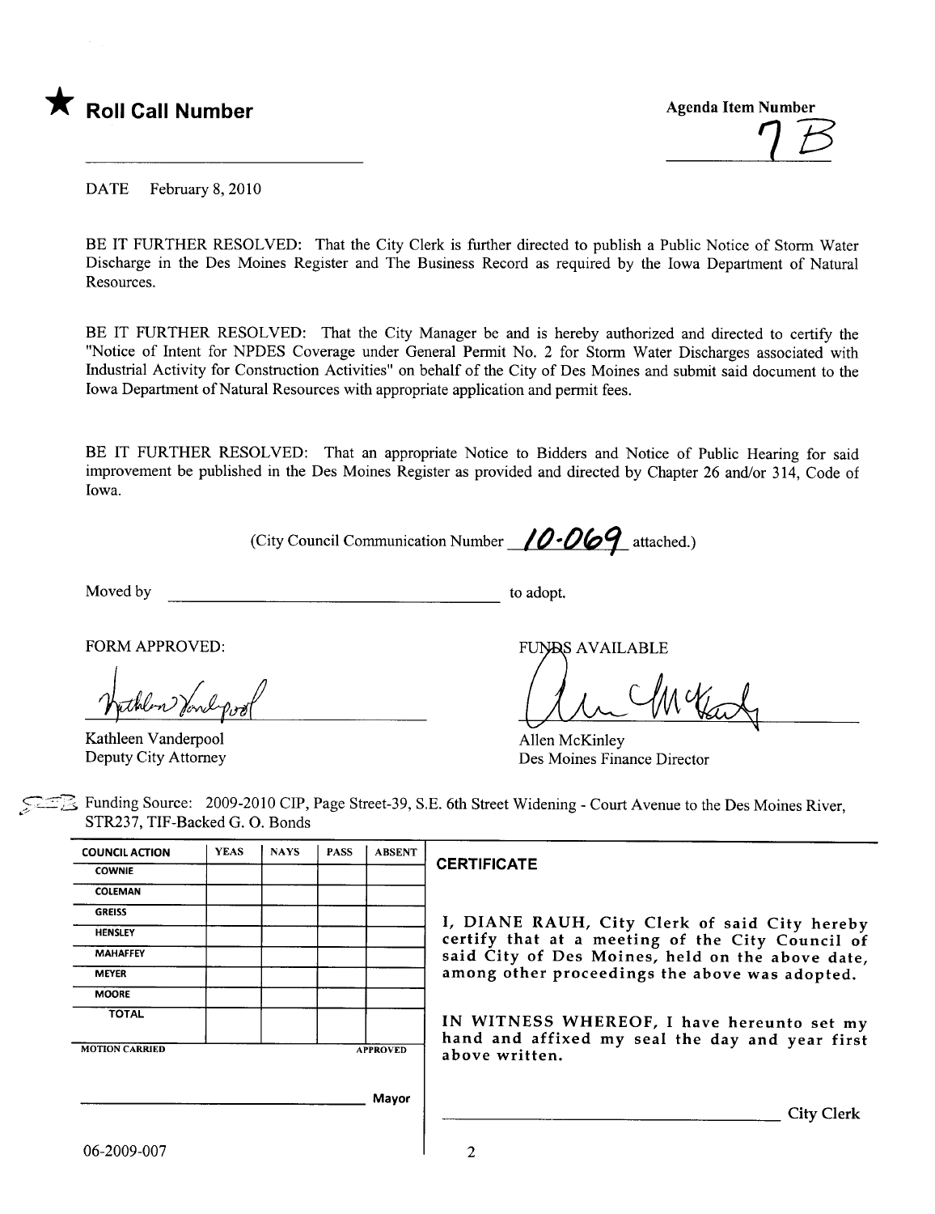★ **Roll Call Number**

Agenda Item Number

7B

DATE February 8, 2010

BE IT FURTHER RESOLVED: That the City Clerk is further directed to publish a Public Notice of Storm Water Discharge in the Des Moines Register and The Business Record as required by the Iowa Department of Natural Resources.

BE IT FURTHER RESOLVED: That the City Manager be and is hereby authorized and directed to certify the "Notice of Intent for NPDES Coverage under General Permit No. 2 for Storm Water Discharges associated with Industrial Activity for Construction Activities" on behalf of the City of Des Moines and submit said document to the Iowa Department of Natural Resources with appropriate application and permit fees.

BE IT FURTHER RESOLVED: That an appropriate Notice to Bidders and Notice of Public Hearing for said improvement be published in the Des Moines Register as provided and directed by Chapter 26 and/or 314, Code of Iowa.

(City Council Communication Number 10-069 attached.)

Moved by ______________________ to adopt.

FORM APPROVED:

Kathleen Vanderpool
Deputy City Attorney

FUNDS AVAILABLE

Allen McKinley
Des Moines Finance Director

Funding Source: 2009-2010 CIP, Page Street-39, S.E. 6th Street Widening - Court Avenue to the Des Moines River, STR237, TIF-Backed G. O. Bonds

| COUNCIL ACTION | YEAS | NAYS | PASS | ABSENT |
|---|---|---|---|---|
| COWNIE | | | | |
| COLEMAN | | | | |
| GREISS | | | | |
| HENSLEY | | | | |
| MAHAFFEY | | | | |
| MEYER | | | | |
| MOORE | | | | |
| TOTAL | | | | |
| MOTION CARRIED | | | | APPROVED |

______________________ Mayor

**CERTIFICATE**

I, DIANE RAUH, City Clerk of said City hereby certify that at a meeting of the City Council of said City of Des Moines, held on the above date, among other proceedings the above was adopted.

IN WITNESS WHEREOF, I have hereunto set my hand and affixed my seal the day and year first above written.

______________________ City Clerk

06-2009-007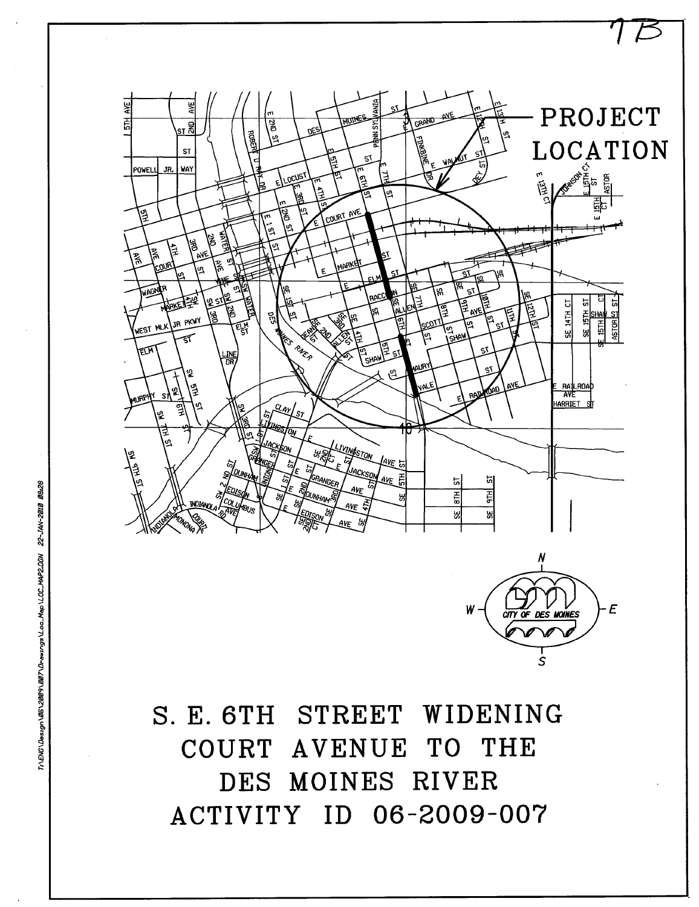7B

PROJECT LOCATION

CITY OF DES MOINES

# S. E. 6TH STREET WIDENING COURT AVENUE TO THE DES MOINES RIVER ACTIVITY ID 06-2009-007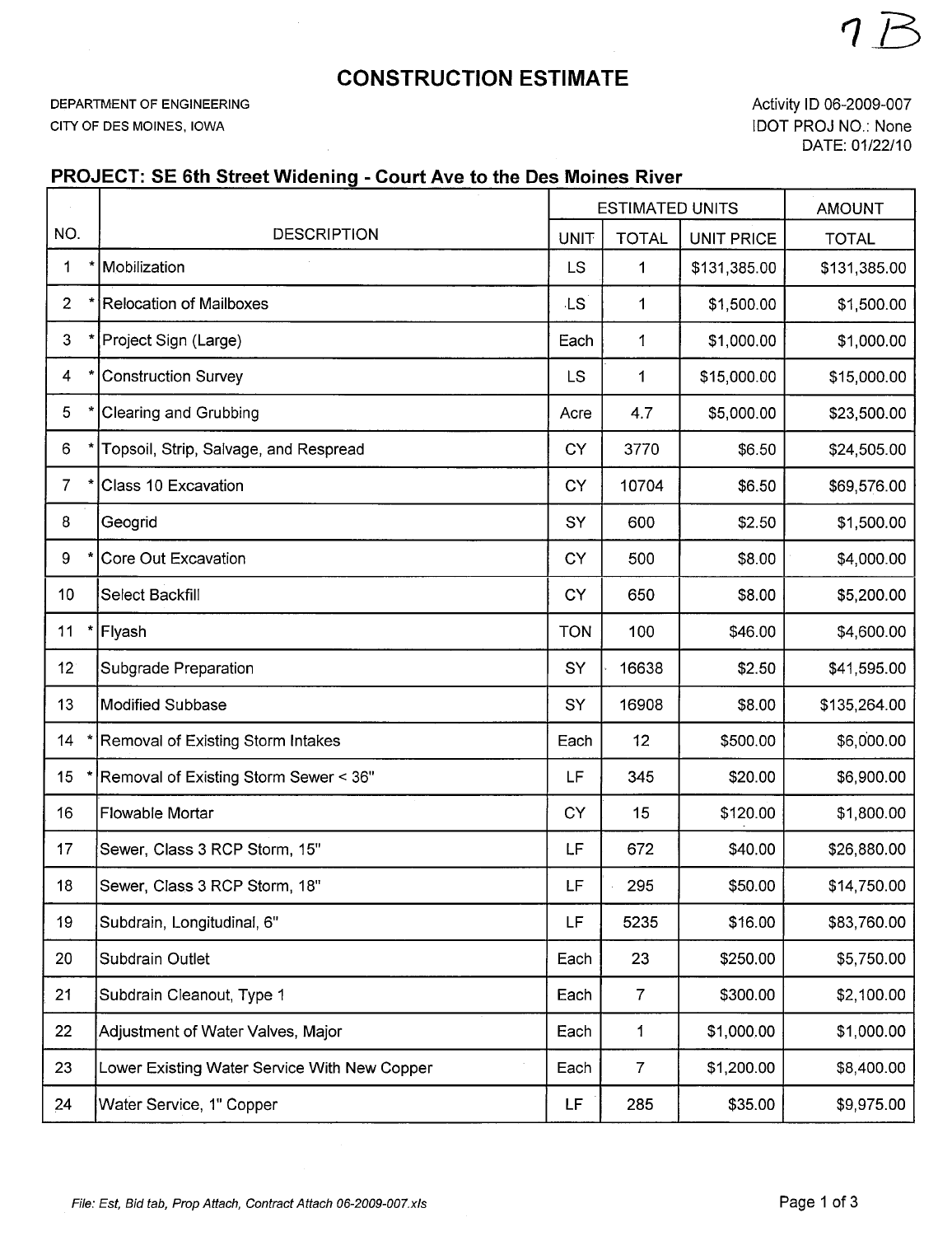7 B

# CONSTRUCTION ESTIMATE

DEPARTMENT OF ENGINEERING
CITY OF DES MOINES, IOWA

Activity ID 06-2009-007
IDOT PROJ NO.: None
DATE: 01/22/10

## PROJECT: SE 6th Street Widening - Court Ave to the Des Moines River

| NO. | DESCRIPTION | ESTIMATED UNITS | | | AMOUNT |
|---|---|---|---|---|---|
| | | UNIT | TOTAL | UNIT PRICE | TOTAL |
| 1 * | Mobilization | LS | 1 | $131,385.00 | $131,385.00 |
| 2 * | Relocation of Mailboxes | LS | 1 | $1,500.00 | $1,500.00 |
| 3 * | Project Sign (Large) | Each | 1 | $1,000.00 | $1,000.00 |
| 4 * | Construction Survey | LS | 1 | $15,000.00 | $15,000.00 |
| 5 * | Clearing and Grubbing | Acre | 4.7 | $5,000.00 | $23,500.00 |
| 6 * | Topsoil, Strip, Salvage, and Respread | CY | 3770 | $6.50 | $24,505.00 |
| 7 * | Class 10 Excavation | CY | 10704 | $6.50 | $69,576.00 |
| 8 | Geogrid | SY | 600 | $2.50 | $1,500.00 |
| 9 * | Core Out Excavation | CY | 500 | $8.00 | $4,000.00 |
| 10 | Select Backfill | CY | 650 | $8.00 | $5,200.00 |
| 11 * | Flyash | TON | 100 | $46.00 | $4,600.00 |
| 12 | Subgrade Preparation | SY | 16638 | $2.50 | $41,595.00 |
| 13 | Modified Subbase | SY | 16908 | $8.00 | $135,264.00 |
| 14 * | Removal of Existing Storm Intakes | Each | 12 | $500.00 | $6,000.00 |
| 15 * | Removal of Existing Storm Sewer < 36" | LF | 345 | $20.00 | $6,900.00 |
| 16 | Flowable Mortar | CY | 15 | $120.00 | $1,800.00 |
| 17 | Sewer, Class 3 RCP Storm, 15" | LF | 672 | $40.00 | $26,880.00 |
| 18 | Sewer, Class 3 RCP Storm, 18" | LF | 295 | $50.00 | $14,750.00 |
| 19 | Subdrain, Longitudinal, 6" | LF | 5235 | $16.00 | $83,760.00 |
| 20 | Subdrain Outlet | Each | 23 | $250.00 | $5,750.00 |
| 21 | Subdrain Cleanout, Type 1 | Each | 7 | $300.00 | $2,100.00 |
| 22 | Adjustment of Water Valves, Major | Each | 1 | $1,000.00 | $1,000.00 |
| 23 | Lower Existing Water Service With New Copper | Each | 7 | $1,200.00 | $8,400.00 |
| 24 | Water Service, 1" Copper | LF | 285 | $35.00 | $9,975.00 |

*File: Est, Bid tab, Prop Attach, Contract Attach 06-2009-007.xls*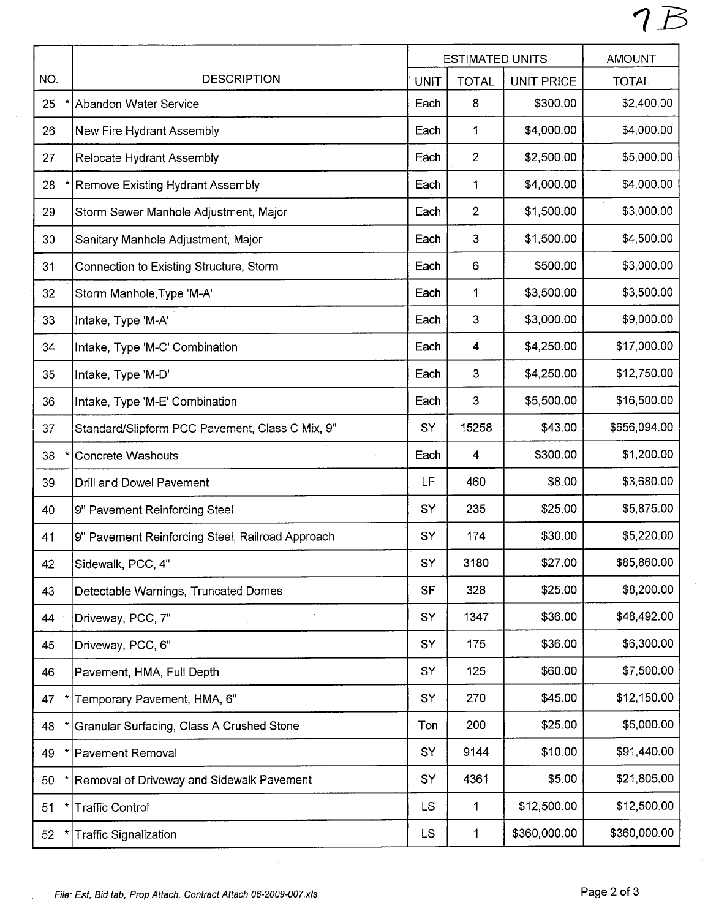7B

| NO. | DESCRIPTION | ESTIMATED UNITS | | | AMOUNT |
|---|---|---|---|---|---|
| | | UNIT | TOTAL | UNIT PRICE | TOTAL |
| 25 * | Abandon Water Service | Each | 8 | $300.00 | $2,400.00 |
| 26 | New Fire Hydrant Assembly | Each | 1 | $4,000.00 | $4,000.00 |
| 27 | Relocate Hydrant Assembly | Each | 2 | $2,500.00 | $5,000.00 |
| 28 * | Remove Existing Hydrant Assembly | Each | 1 | $4,000.00 | $4,000.00 |
| 29 | Storm Sewer Manhole Adjustment, Major | Each | 2 | $1,500.00 | $3,000.00 |
| 30 | Sanitary Manhole Adjustment, Major | Each | 3 | $1,500.00 | $4,500.00 |
| 31 | Connection to Existing Structure, Storm | Each | 6 | $500.00 | $3,000.00 |
| 32 | Storm Manhole,Type 'M-A' | Each | 1 | $3,500.00 | $3,500.00 |
| 33 | Intake, Type 'M-A' | Each | 3 | $3,000.00 | $9,000.00 |
| 34 | Intake, Type 'M-C' Combination | Each | 4 | $4,250.00 | $17,000.00 |
| 35 | Intake, Type 'M-D' | Each | 3 | $4,250.00 | $12,750.00 |
| 36 | Intake, Type 'M-E' Combination | Each | 3 | $5,500.00 | $16,500.00 |
| 37 | Standard/Slipform PCC Pavement, Class C Mix, 9" | SY | 15258 | $43.00 | $656,094.00 |
| 38 * | Concrete Washouts | Each | 4 | $300.00 | $1,200.00 |
| 39 | Drill and Dowel Pavement | LF | 460 | $8.00 | $3,680.00 |
| 40 | 9" Pavement Reinforcing Steel | SY | 235 | $25.00 | $5,875.00 |
| 41 | 9" Pavement Reinforcing Steel, Railroad Approach | SY | 174 | $30.00 | $5,220.00 |
| 42 | Sidewalk, PCC, 4" | SY | 3180 | $27.00 | $85,860.00 |
| 43 | Detectable Warnings, Truncated Domes | SF | 328 | $25.00 | $8,200.00 |
| 44 | Driveway, PCC, 7" | SY | 1347 | $36.00 | $48,492.00 |
| 45 | Driveway, PCC, 6" | SY | 175 | $36.00 | $6,300.00 |
| 46 | Pavement, HMA, Full Depth | SY | 125 | $60.00 | $7,500.00 |
| 47 * | Temporary Pavement, HMA, 6" | SY | 270 | $45.00 | $12,150.00 |
| 48 * | Granular Surfacing, Class A Crushed Stone | Ton | 200 | $25.00 | $5,000.00 |
| 49 * | Pavement Removal | SY | 9144 | $10.00 | $91,440.00 |
| 50 * | Removal of Driveway and Sidewalk Pavement | SY | 4361 | $5.00 | $21,805.00 |
| 51 * | Traffic Control | LS | 1 | $12,500.00 | $12,500.00 |
| 52 * | Traffic Signalization | LS | 1 | $360,000.00 | $360,000.00 |

*File: Est, Bid tab, Prop Attach, Contract Attach 06-2009-007.xls*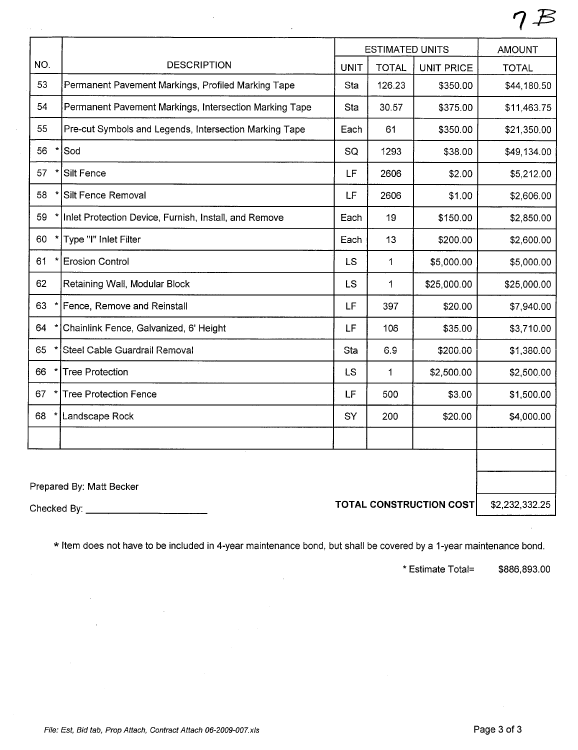7B

| NO. | DESCRIPTION | ESTIMATED UNITS | | | AMOUNT |
|---|---|---|---|---|---|
| | | UNIT | TOTAL | UNIT PRICE | TOTAL |
| 53 | Permanent Pavement Markings, Profiled Marking Tape | Sta | 126.23 | $350.00 | $44,180.50 |
| 54 | Permanent Pavement Markings, Intersection Marking Tape | Sta | 30.57 | $375.00 | $11,463.75 |
| 55 | Pre-cut Symbols and Legends, Intersection Marking Tape | Each | 61 | $350.00 | $21,350.00 |
| 56 * | Sod | SQ | 1293 | $38.00 | $49,134.00 |
| 57 * | Silt Fence | LF | 2606 | $2.00 | $5,212.00 |
| 58 * | Silt Fence Removal | LF | 2606 | $1.00 | $2,606.00 |
| 59 * | Inlet Protection Device, Furnish, Install, and Remove | Each | 19 | $150.00 | $2,850.00 |
| 60 * | Type "I" Inlet Filter | Each | 13 | $200.00 | $2,600.00 |
| 61 * | Erosion Control | LS | 1 | $5,000.00 | $5,000.00 |
| 62 | Retaining Wall, Modular Block | LS | 1 | $25,000.00 | $25,000.00 |
| 63 * | Fence, Remove and Reinstall | LF | 397 | $20.00 | $7,940.00 |
| 64 * | Chainlink Fence, Galvanized, 6' Height | LF | 106 | $35.00 | $3,710.00 |
| 65 * | Steel Cable Guardrail Removal | Sta | 6.9 | $200.00 | $1,380.00 |
| 66 * | Tree Protection | LS | 1 | $2,500.00 | $2,500.00 |
| 67 * | Tree Protection Fence | LF | 500 | $3.00 | $1,500.00 |
| 68 * | Landscape Rock | SY | 200 | $20.00 | $4,000.00 |
| | | | | | |
| | | | | **TOTAL CONSTRUCTION COST** | $2,232,332.25 |

Prepared By: Matt Becker

Checked By: ______________________

* Item does not have to be included in 4-year maintenance bond, but shall be covered by a 1-year maintenance bond.

* Estimate Total= $886,893.00

*File: Est, Bid tab, Prop Attach, Contract Attach 06-2009-007.xls*